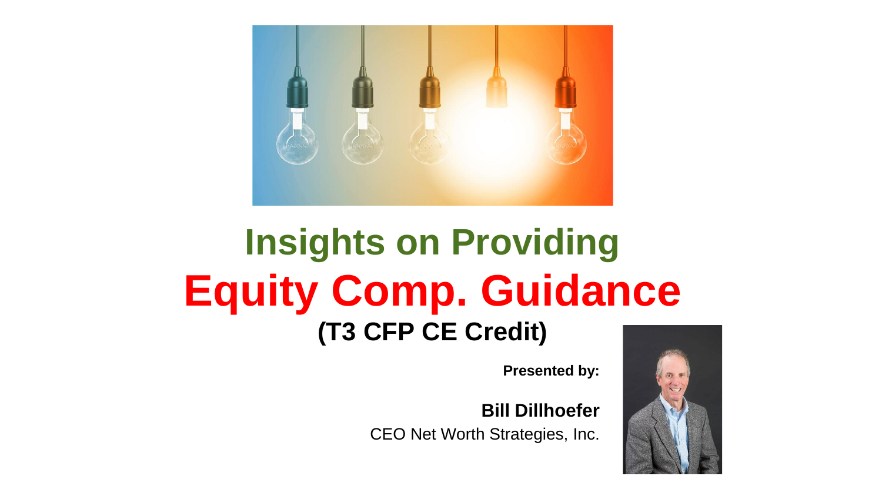# Insights on Providing

# Equity Comp. Guidance

**(T3 CFP CE Credit)**

**Presented by:**

**Bill Dillhoefer**

CEO Net Worth Strategies, Inc.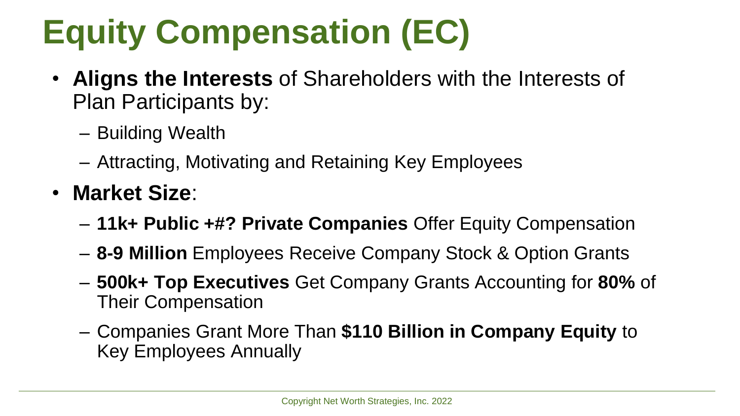# Equity Compensation (EC)

- **Aligns the Interests** of Shareholders with the Interests of Plan Participants by:
  - Building Wealth
  - Attracting, Motivating and Retaining Key Employees
- **Market Size**:
  - **11k+ Public +#? Private Companies** Offer Equity Compensation
  - **8-9 Million** Employees Receive Company Stock & Option Grants
  - **500k+ Top Executives** Get Company Grants Accounting for **80%** of Their Compensation
  - Companies Grant More Than **$110 Billion in Company Equity** to Key Employees Annually

Copyright Net Worth Strategies, Inc. 2022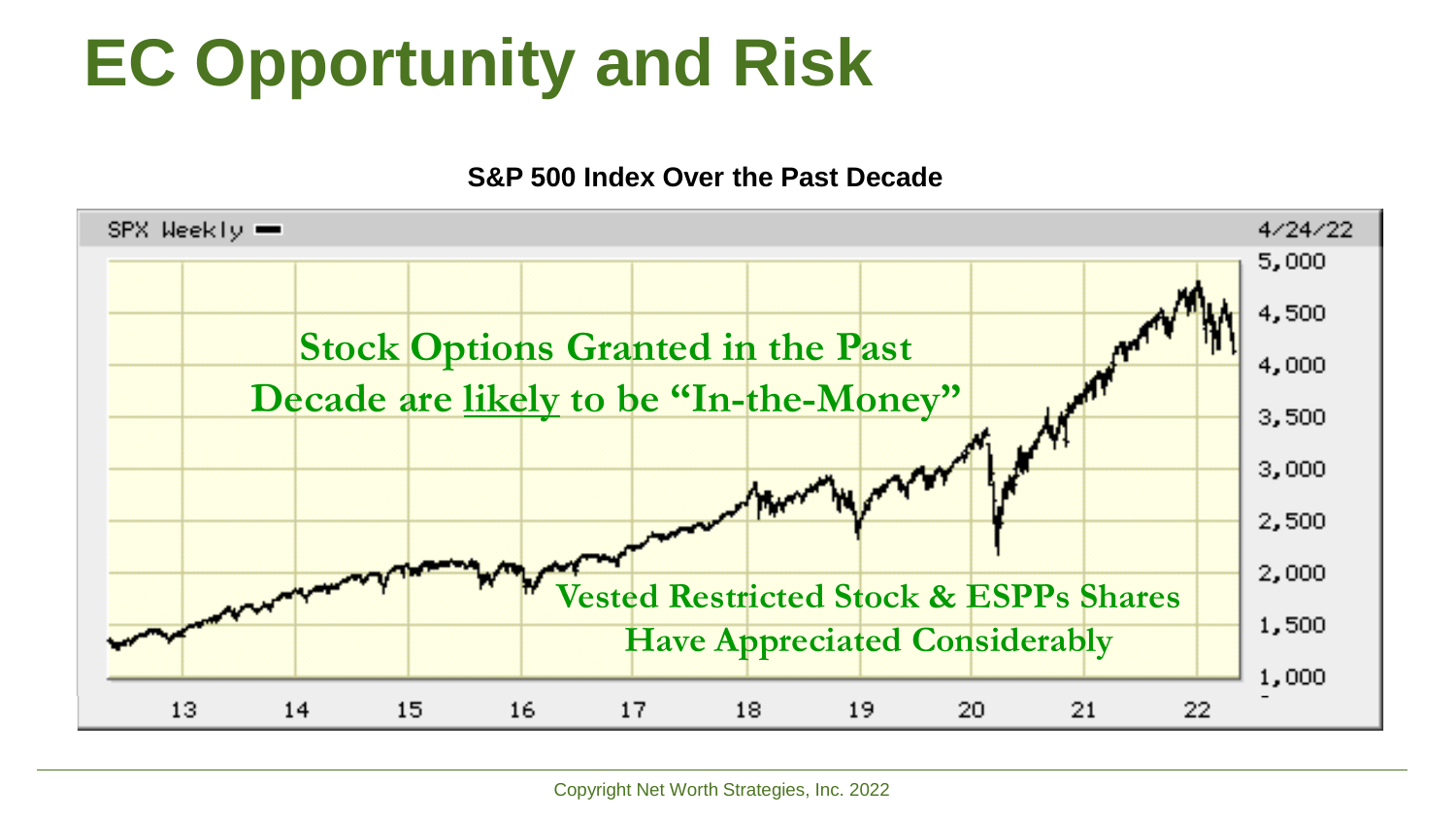# EC Opportunity and Risk

**S&P 500 Index Over the Past Decade**

SPX Weekly — 4/24/22

**Stock Options Granted in the Past Decade are likely to be "In-the-Money"**

**Vested Restricted Stock & ESPPs Shares Have Appreciated Considerably**

Copyright Net Worth Strategies, Inc. 2022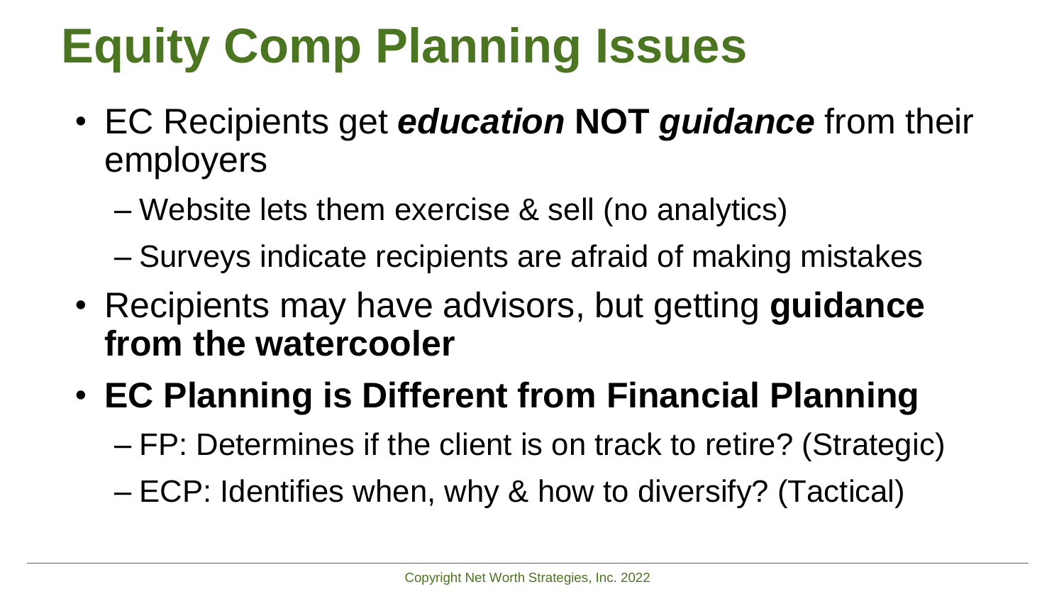# Equity Comp Planning Issues

- EC Recipients get ***education*** **NOT** ***guidance*** from their employers
  - Website lets them exercise & sell (no analytics)
  - Surveys indicate recipients are afraid of making mistakes
- Recipients may have advisors, but getting **guidance from the watercooler**
- **EC Planning is Different from Financial Planning**
  - FP: Determines if the client is on track to retire? (Strategic)
  - ECP: Identifies when, why & how to diversify? (Tactical)

Copyright Net Worth Strategies, Inc. 2022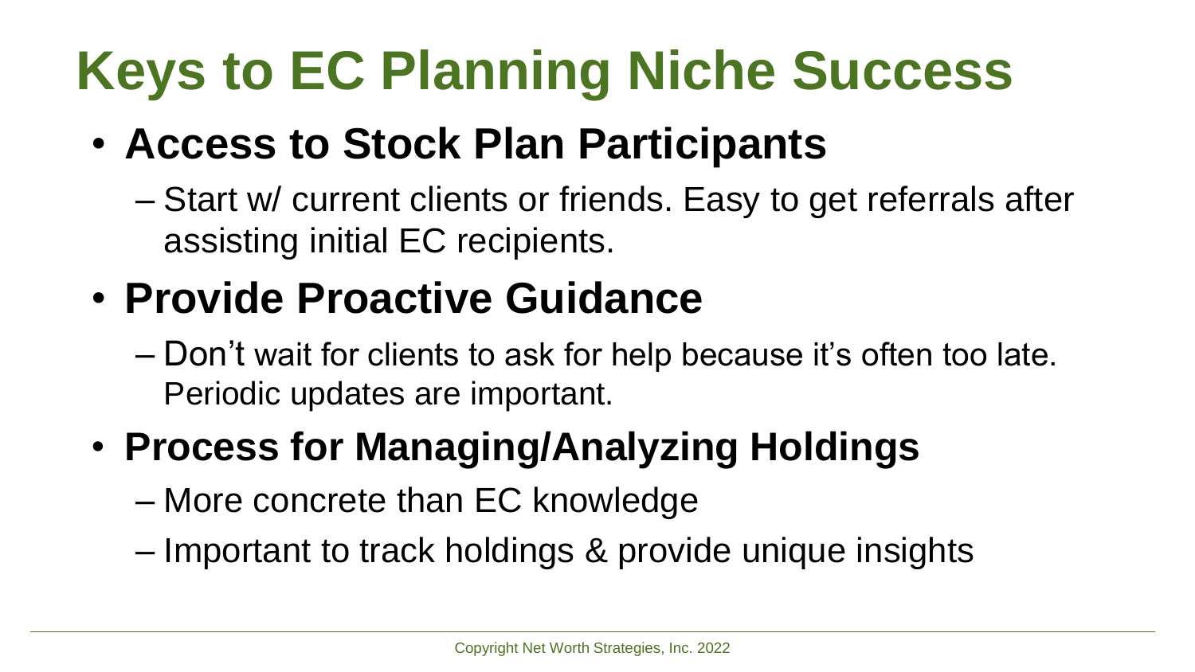# Keys to EC Planning Niche Success

- **Access to Stock Plan Participants**
  - Start w/ current clients or friends. Easy to get referrals after assisting initial EC recipients.
- **Provide Proactive Guidance**
  - Don't wait for clients to ask for help because it's often too late. Periodic updates are important.
- **Process for Managing/Analyzing Holdings**
  - More concrete than EC knowledge
  - Important to track holdings & provide unique insights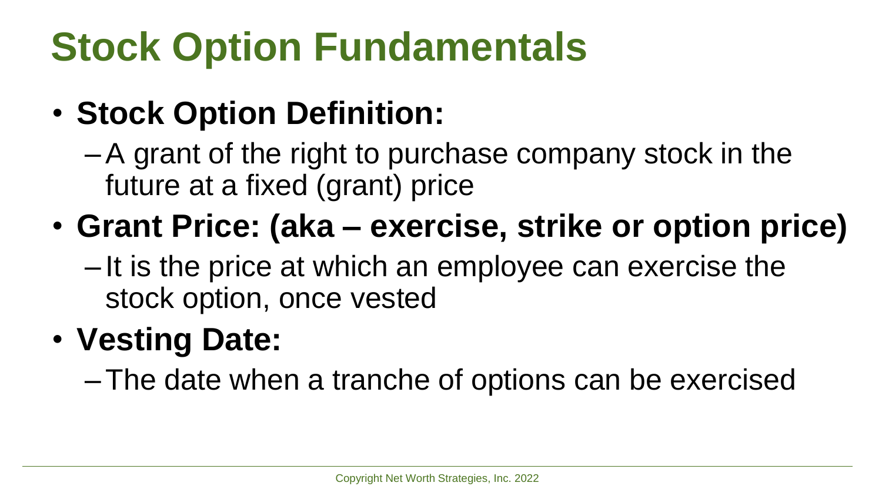# Stock Option Fundamentals

- **Stock Option Definition:**
  - A grant of the right to purchase company stock in the future at a fixed (grant) price
- **Grant Price: (aka – exercise, strike or option price)**
  - It is the price at which an employee can exercise the stock option, once vested
- **Vesting Date:**
  - The date when a tranche of options can be exercised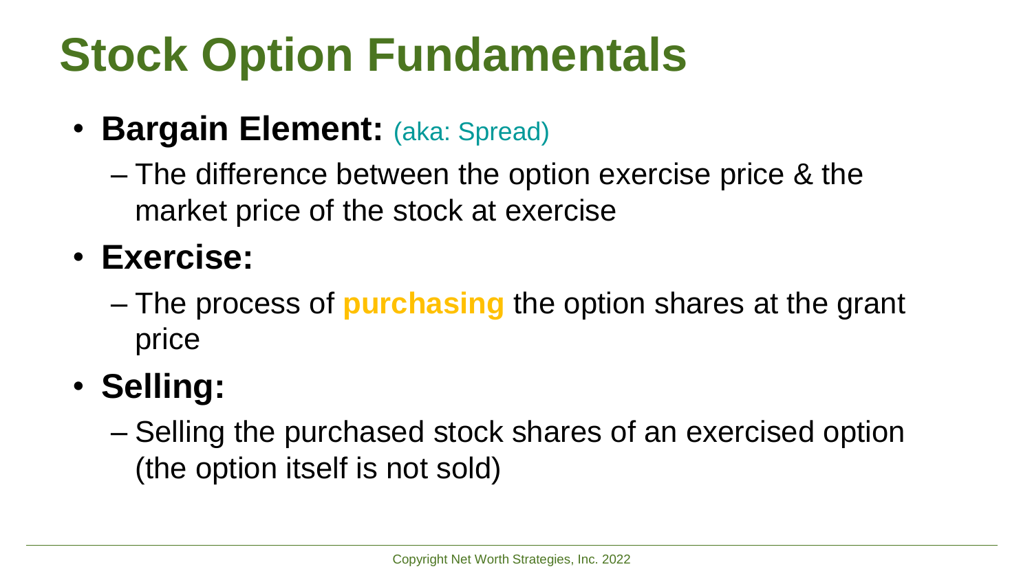# Stock Option Fundamentals

- **Bargain Element:** (aka: Spread)
  - The difference between the option exercise price & the market price of the stock at exercise
- **Exercise:**
  - The process of **purchasing** the option shares at the grant price
- **Selling:**
  - Selling the purchased stock shares of an exercised option (the option itself is not sold)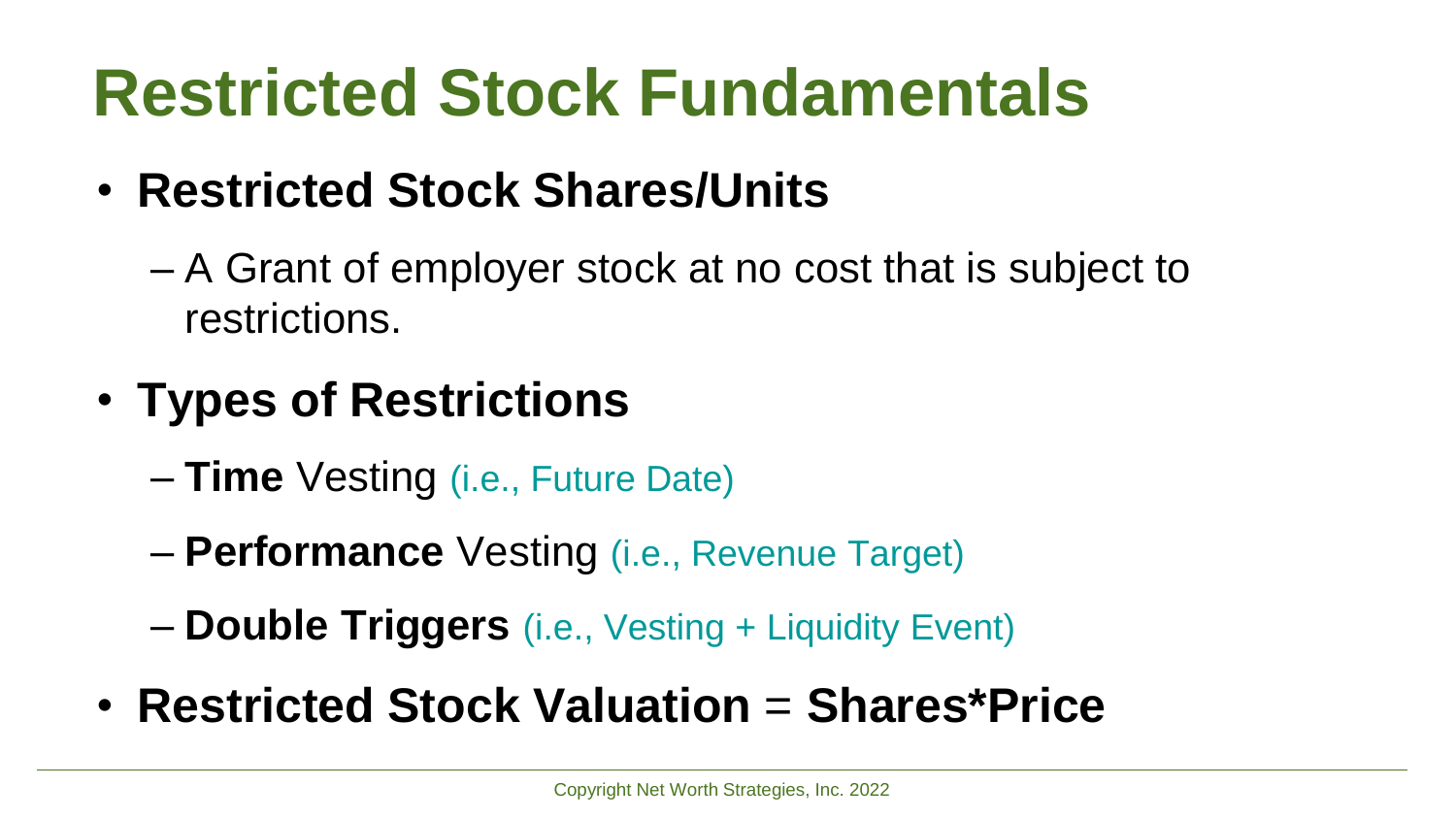# Restricted Stock Fundamentals

- **Restricted Stock Shares/Units**
  - A Grant of employer stock at no cost that is subject to restrictions.
- **Types of Restrictions**
  - **Time** Vesting (i.e., Future Date)
  - **Performance** Vesting (i.e., Revenue Target)
  - **Double Triggers** (i.e., Vesting + Liquidity Event)
- **Restricted Stock Valuation** = **Shares*Price**

Copyright Net Worth Strategies, Inc. 2022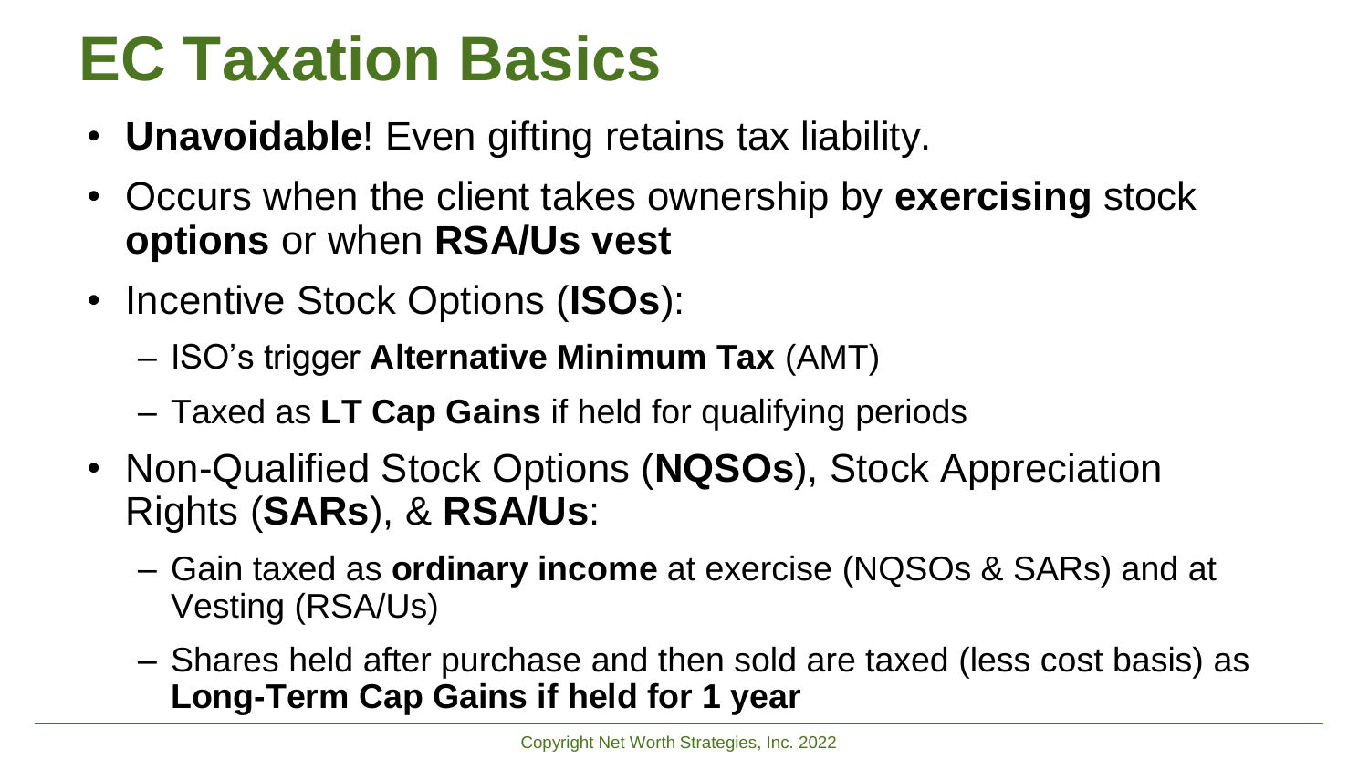# EC Taxation Basics

- **Unavoidable**! Even gifting retains tax liability.
- Occurs when the client takes ownership by **exercising** stock **options** or when **RSA/Us vest**
- Incentive Stock Options (**ISOs**):
  - ISO's trigger **Alternative Minimum Tax** (AMT)
  - Taxed as **LT Cap Gains** if held for qualifying periods
- Non-Qualified Stock Options (**NQSOs**), Stock Appreciation Rights (**SARs**), & **RSA/Us**:
  - Gain taxed as **ordinary income** at exercise (NQSOs & SARs) and at Vesting (RSA/Us)
  - Shares held after purchase and then sold are taxed (less cost basis) as **Long-Term Cap Gains if held for 1 year**

Copyright Net Worth Strategies, Inc. 2022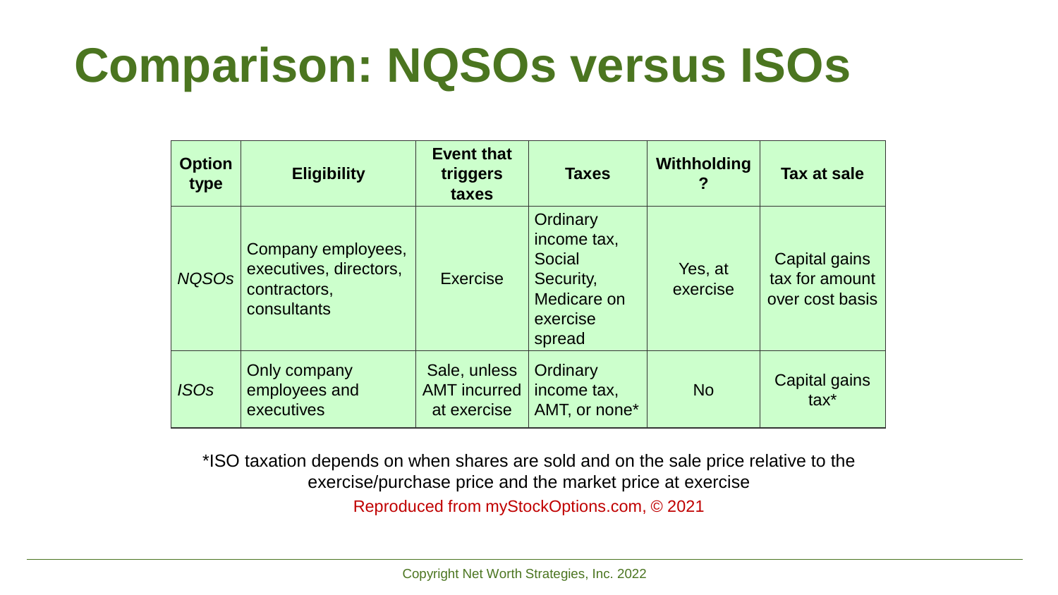# Comparison: NQSOs versus ISOs

| Option type | Eligibility | Event that triggers taxes | Taxes | Withholding? | Tax at sale |
|---|---|---|---|---|---|
| *NQSOs* | Company employees, executives, directors, contractors, consultants | Exercise | Ordinary income tax, Social Security, Medicare on exercise spread | Yes, at exercise | Capital gains tax for amount over cost basis |
| *ISOs* | Only company employees and executives | Sale, unless AMT incurred at exercise | Ordinary income tax, AMT, or none* | No | Capital gains tax* |

*ISO taxation depends on when shares are sold and on the sale price relative to the exercise/purchase price and the market price at exercise

Reproduced from myStockOptions.com, © 2021

Copyright Net Worth Strategies, Inc. 2022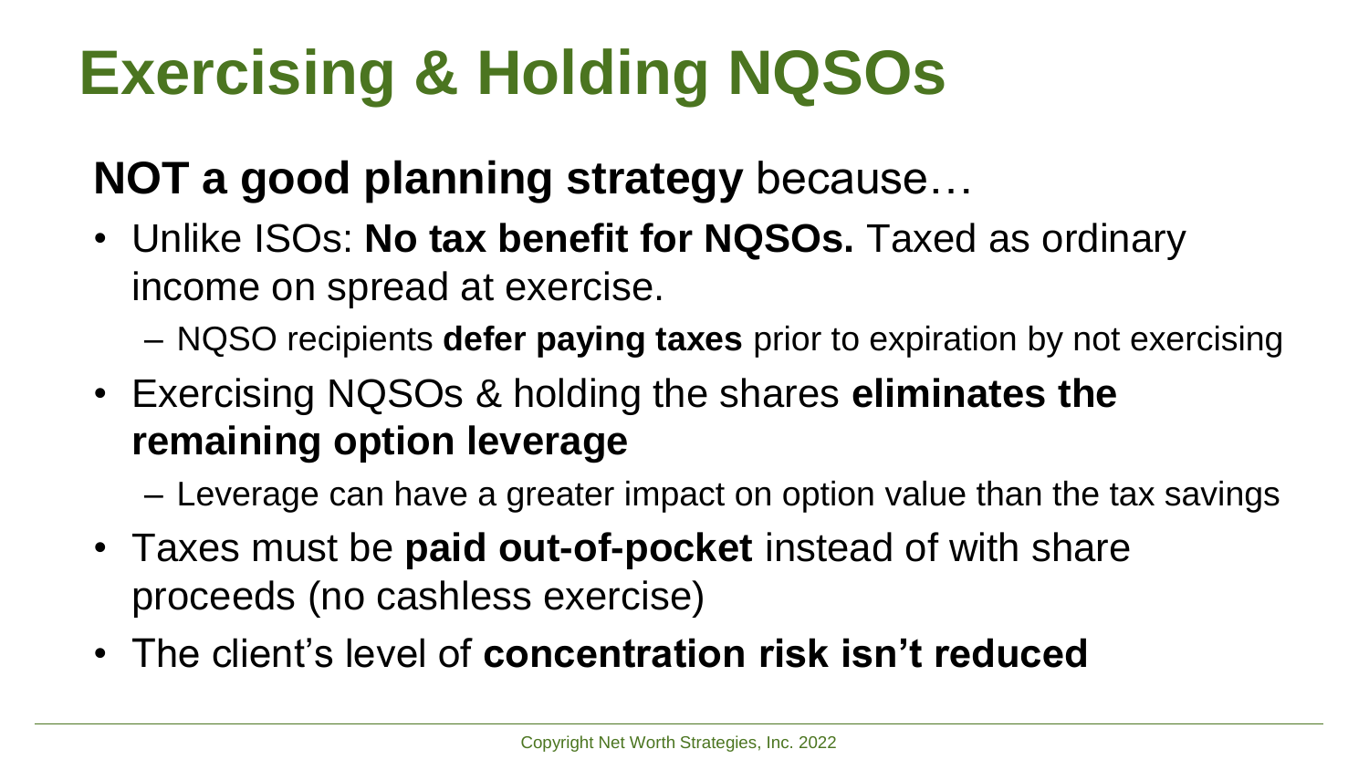# Exercising & Holding NQSOs

**NOT a good planning strategy** because…

- Unlike ISOs: **No tax benefit for NQSOs.** Taxed as ordinary income on spread at exercise.
  - NQSO recipients **defer paying taxes** prior to expiration by not exercising
- Exercising NQSOs & holding the shares **eliminates the remaining option leverage**
  - Leverage can have a greater impact on option value than the tax savings
- Taxes must be **paid out-of-pocket** instead of with share proceeds (no cashless exercise)
- The client's level of **concentration risk isn't reduced**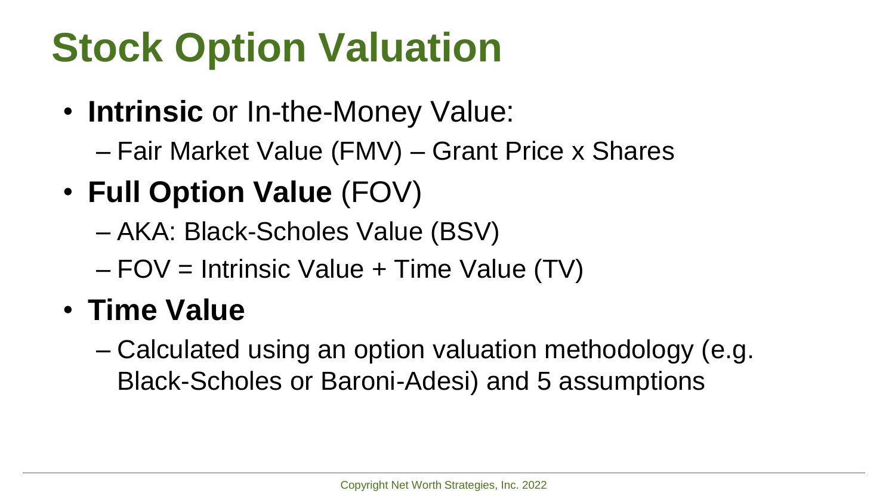# Stock Option Valuation

- **Intrinsic** or In-the-Money Value:
  - Fair Market Value (FMV) – Grant Price x Shares
- **Full Option Value** (FOV)
  - AKA: Black-Scholes Value (BSV)
  - FOV = Intrinsic Value + Time Value (TV)
- **Time Value**
  - Calculated using an option valuation methodology (e.g. Black-Scholes or Baroni-Adesi) and 5 assumptions

Copyright Net Worth Strategies, Inc. 2022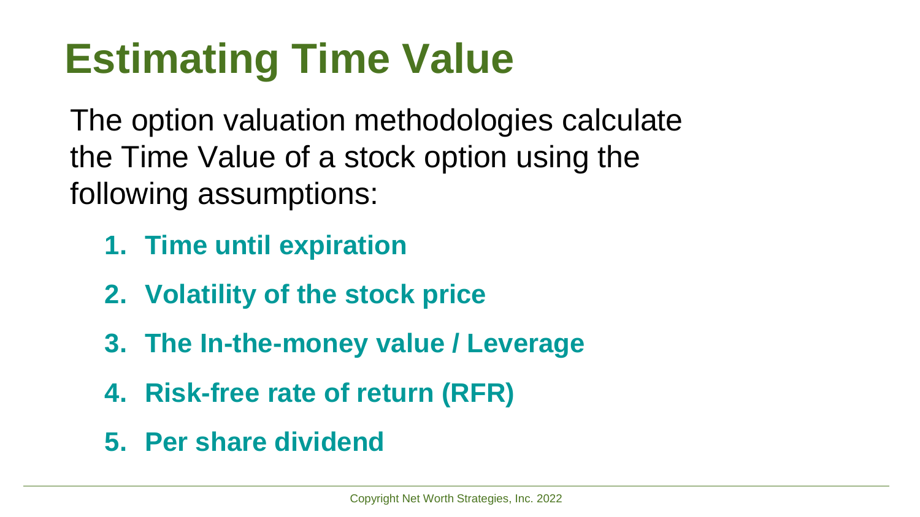# Estimating Time Value

The option valuation methodologies calculate the Time Value of a stock option using the following assumptions:

1. **Time until expiration**
2. **Volatility of the stock price**
3. **The In-the-money value / Leverage**
4. **Risk-free rate of return (RFR)**
5. **Per share dividend**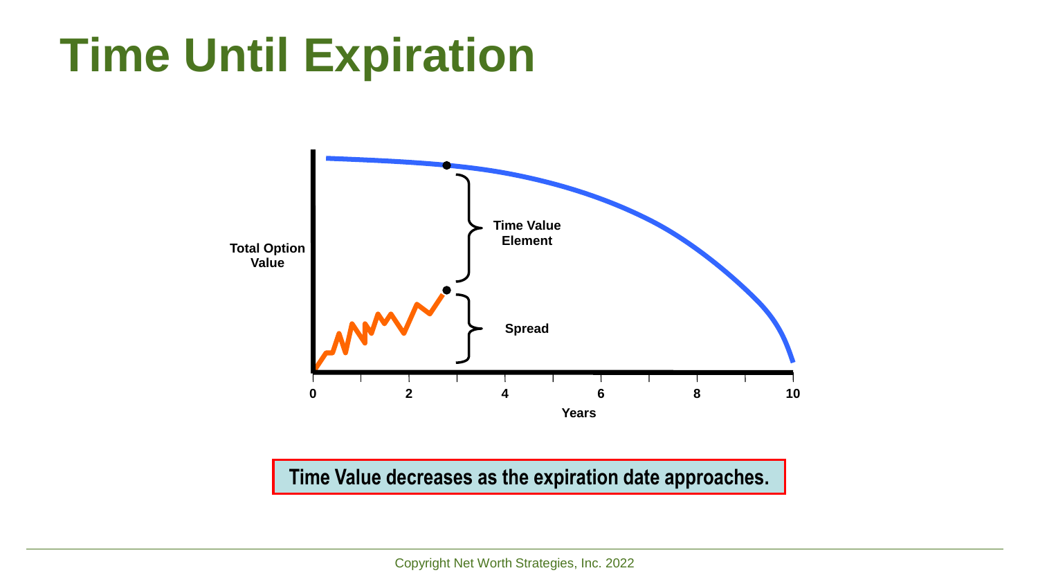# Time Until Expiration

Total Option Value

Time Value Element

Spread

0 2 4 6 8 10

Years

**Time Value decreases as the expiration date approaches.**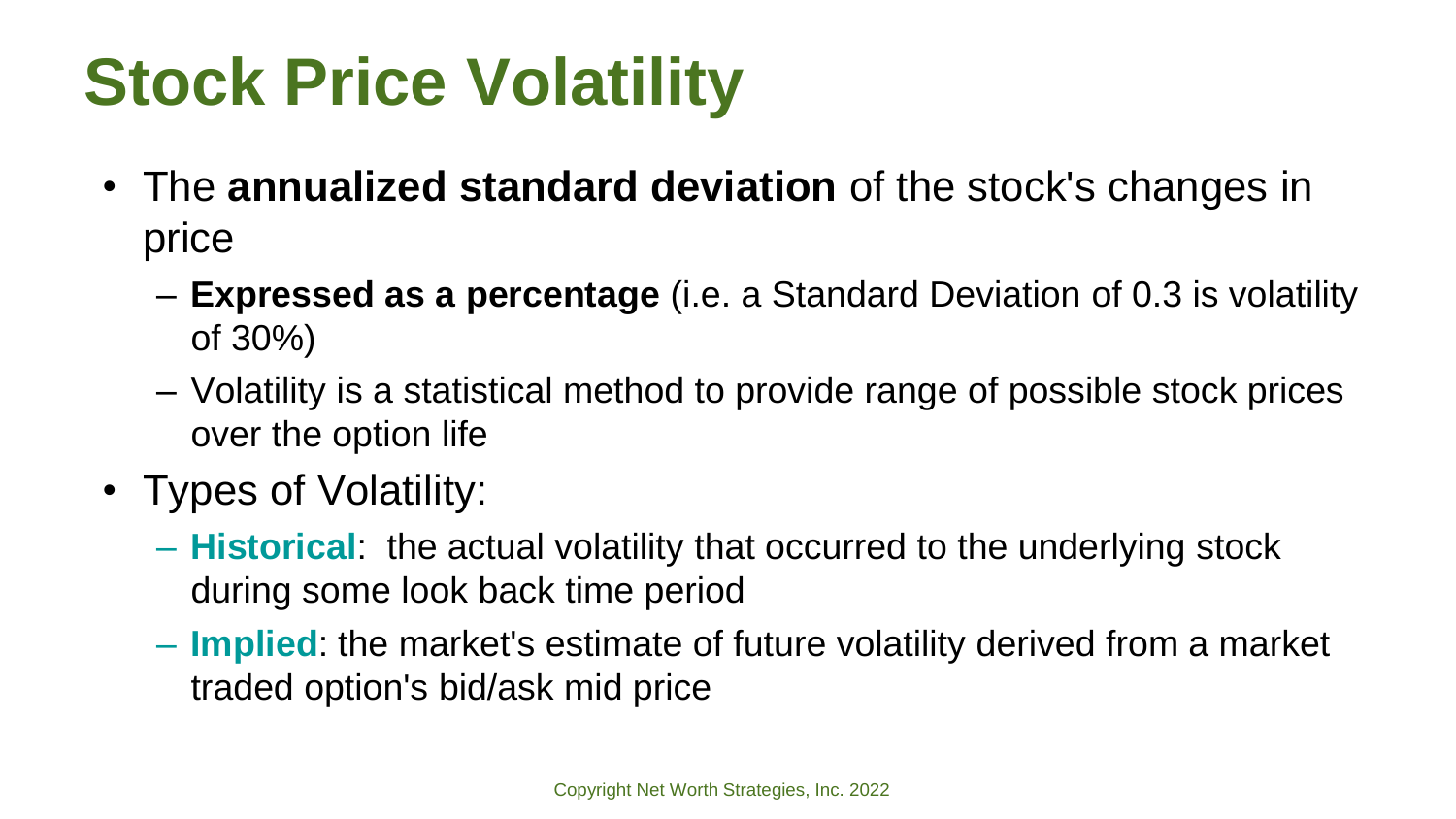# Stock Price Volatility

- The **annualized standard deviation** of the stock's changes in price
  - **Expressed as a percentage** (i.e. a Standard Deviation of 0.3 is volatility of 30%)
  - Volatility is a statistical method to provide range of possible stock prices over the option life
- Types of Volatility:
  - **Historical**: the actual volatility that occurred to the underlying stock during some look back time period
  - **Implied**: the market's estimate of future volatility derived from a market traded option's bid/ask mid price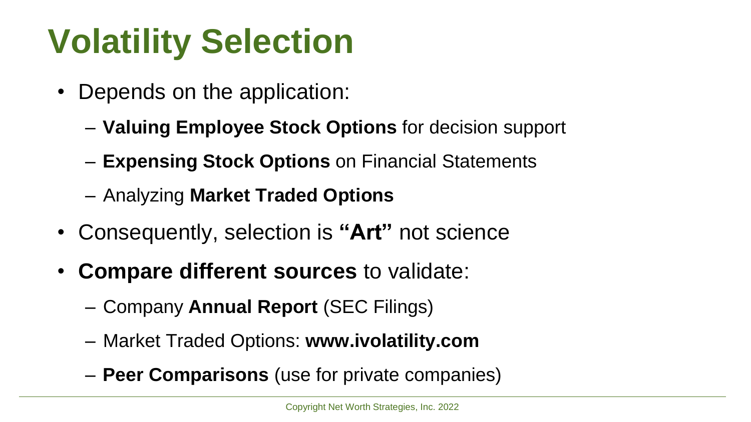# Volatility Selection

- Depends on the application:
  - **Valuing Employee Stock Options** for decision support
  - **Expensing Stock Options** on Financial Statements
  - Analyzing **Market Traded Options**
- Consequently, selection is **"Art"** not science
- **Compare different sources** to validate:
  - Company **Annual Report** (SEC Filings)
  - Market Traded Options: **www.ivolatility.com**
  - **Peer Comparisons** (use for private companies)

Copyright Net Worth Strategies, Inc. 2022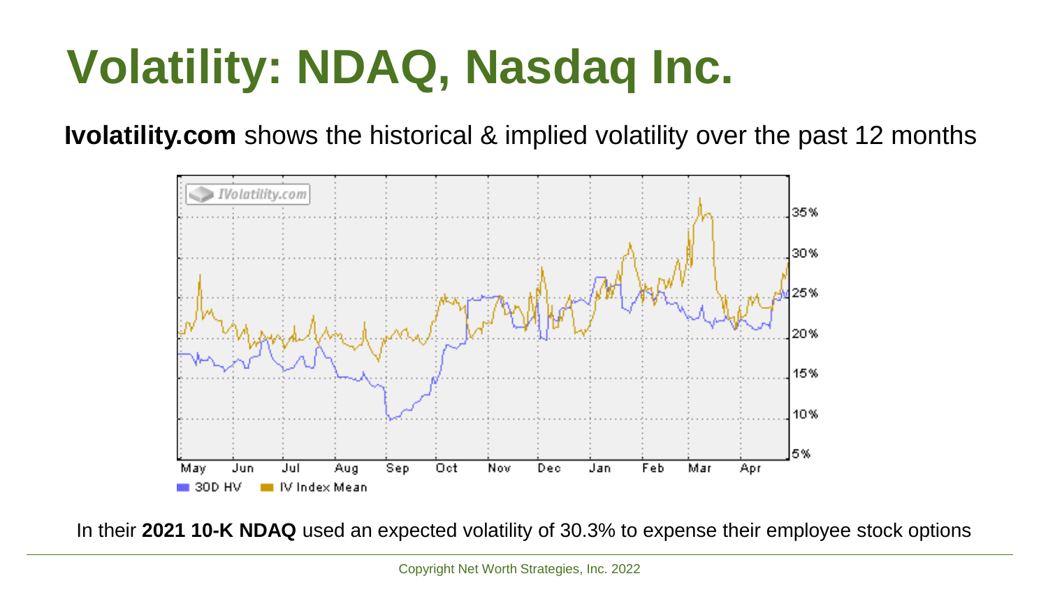# Volatility: NDAQ, Nasdaq Inc.

**Ivolatility.com** shows the historical & implied volatility over the past 12 months

In their **2021 10-K NDAQ** used an expected volatility of 30.3% to expense their employee stock options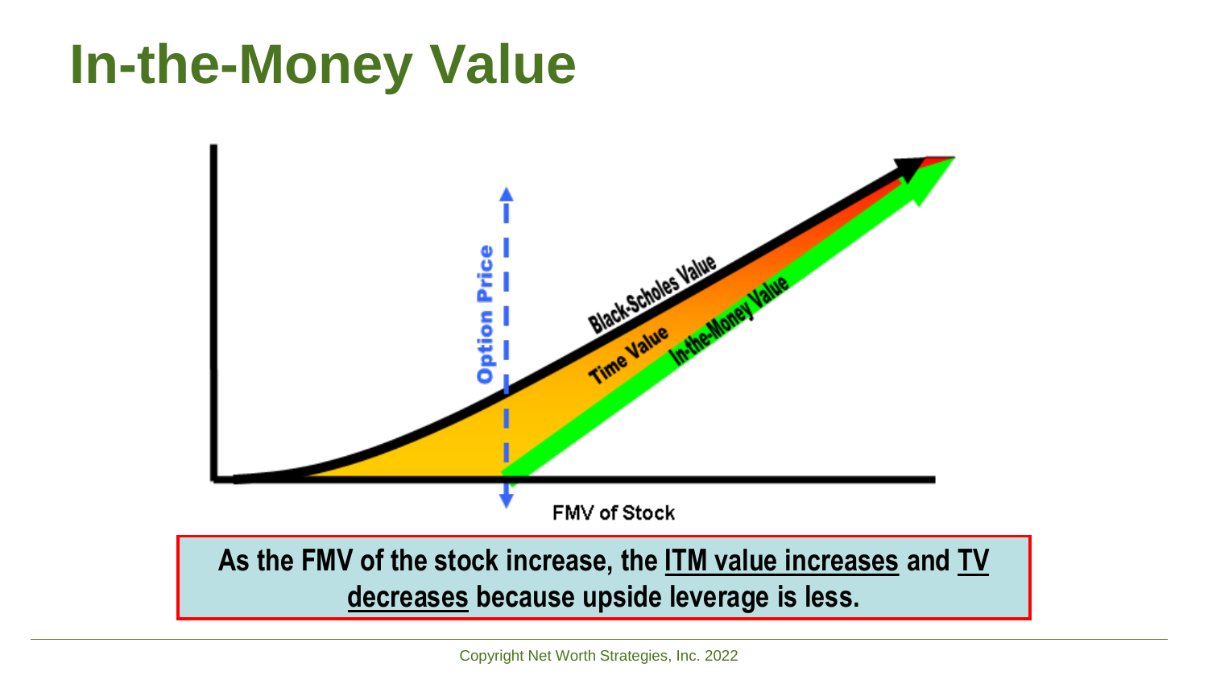# In-the-Money Value

Option Price

Black-Scholes Value

Time Value

In-the-Money Value

FMV of Stock

**As the FMV of the stock increase, the ITM value increases and TV decreases because upside leverage is less.**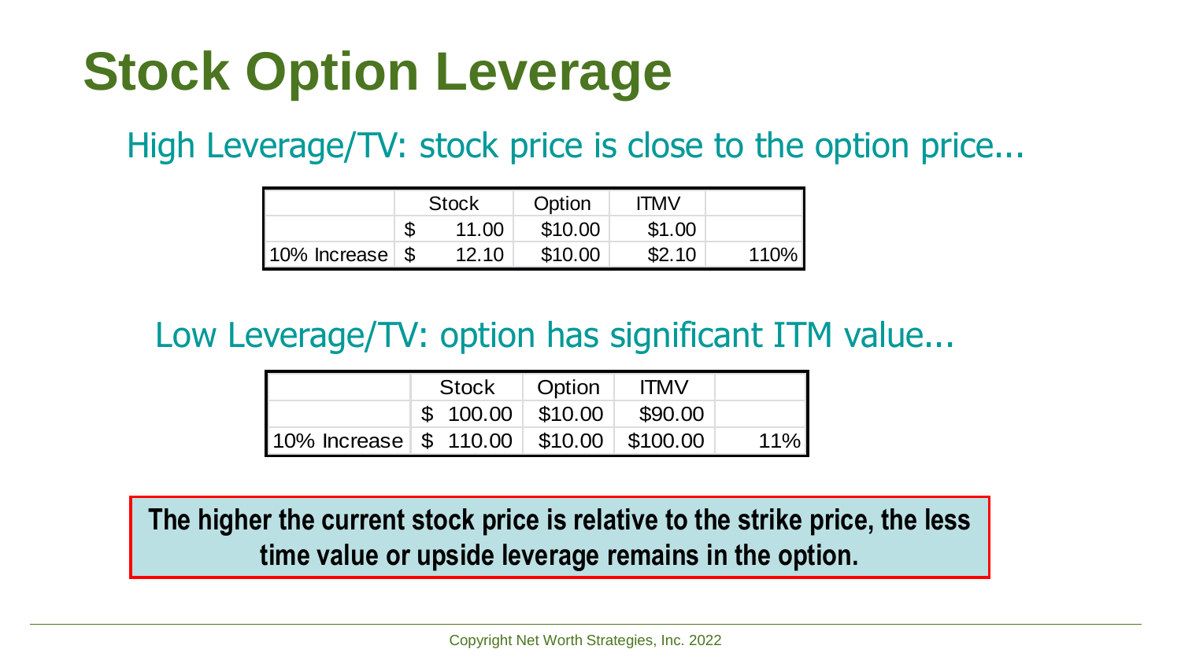# Stock Option Leverage

## High Leverage/TV: stock price is close to the option price...

| | Stock | Option | ITMV | |
|---|---|---|---|---|
| | $ 11.00 | $10.00 | $1.00 | |
| 10% Increase | $ 12.10 | $10.00 | $2.10 | 110% |

## Low Leverage/TV: option has significant ITM value...

| | Stock | Option | ITMV | |
|---|---|---|---|---|
| | $ 100.00 | $10.00 | $90.00 | |
| 10% Increase | $ 110.00 | $10.00 | $100.00 | 11% |

**The higher the current stock price is relative to the strike price, the less time value or upside leverage remains in the option.**

Copyright Net Worth Strategies, Inc. 2022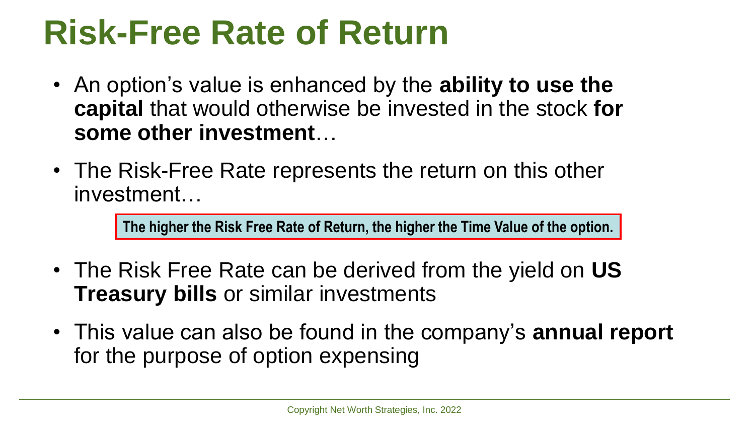# Risk-Free Rate of Return

- An option's value is enhanced by the **ability to use the capital** that would otherwise be invested in the stock **for some other investment**…
- The Risk-Free Rate represents the return on this other investment…

**The higher the Risk Free Rate of Return, the higher the Time Value of the option.**

- The Risk Free Rate can be derived from the yield on **US Treasury bills** or similar investments
- This value can also be found in the company's **annual report** for the purpose of option expensing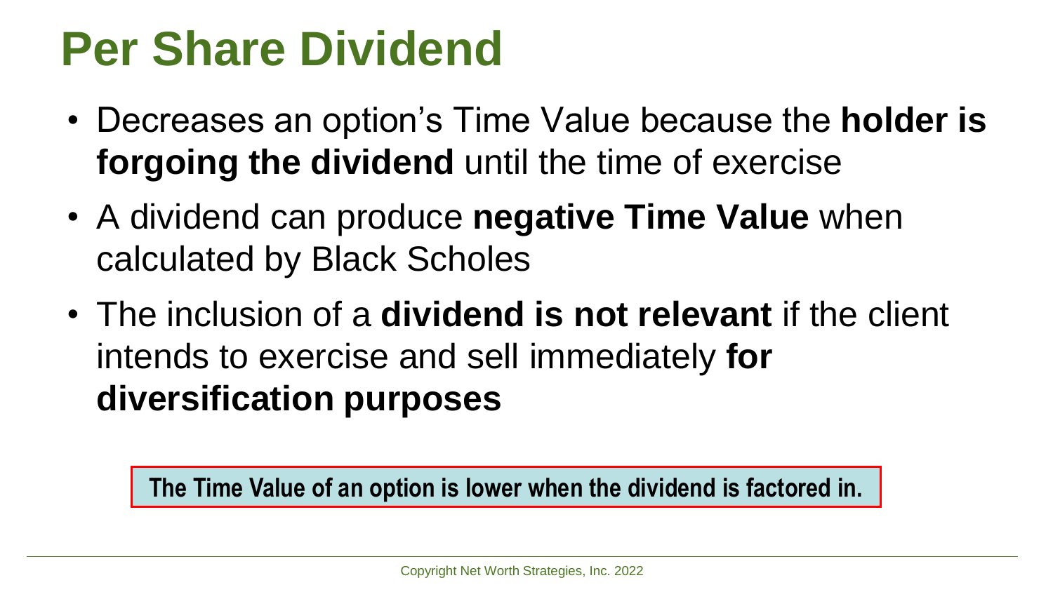# Per Share Dividend

- Decreases an option's Time Value because the **holder is forgoing the dividend** until the time of exercise
- A dividend can produce **negative Time Value** when calculated by Black Scholes
- The inclusion of a **dividend is not relevant** if the client intends to exercise and sell immediately **for diversification purposes**

**The Time Value of an option is lower when the dividend is factored in.**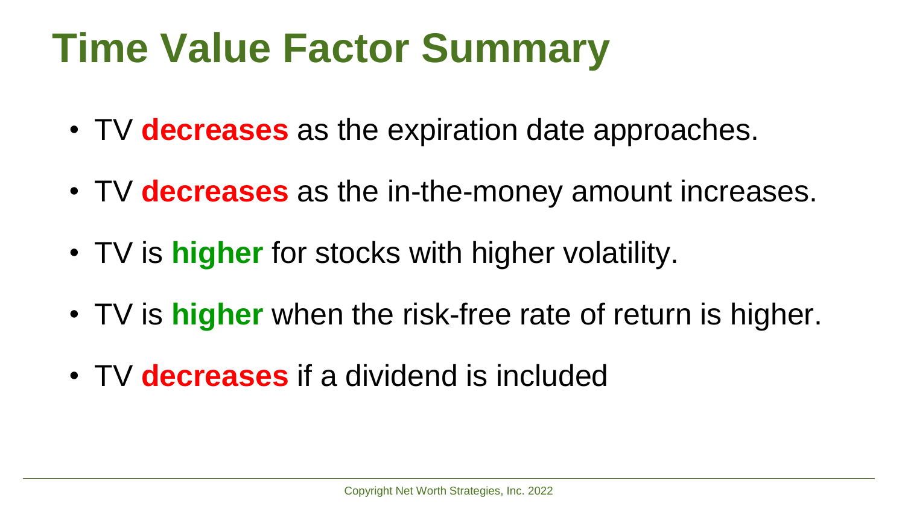# Time Value Factor Summary

- TV **decreases** as the expiration date approaches.
- TV **decreases** as the in-the-money amount increases.
- TV is **higher** for stocks with higher volatility.
- TV is **higher** when the risk-free rate of return is higher.
- TV **decreases** if a dividend is included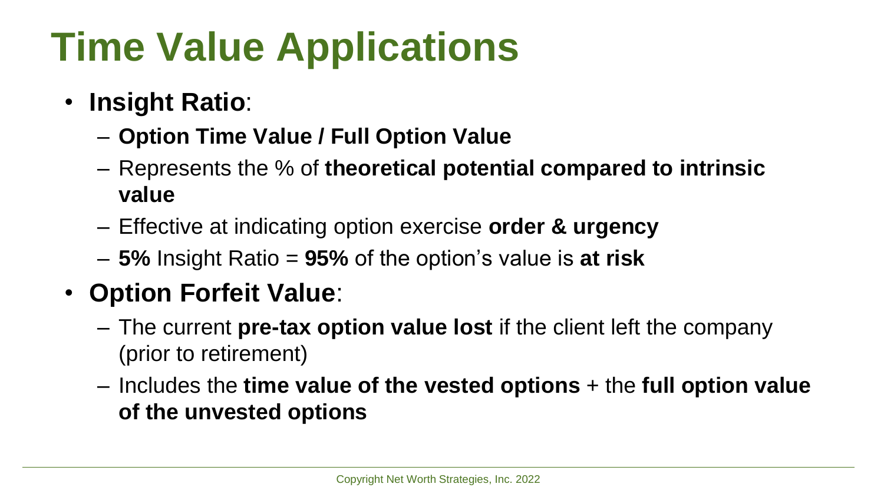# Time Value Applications

- **Insight Ratio**:
  - **Option Time Value / Full Option Value**
  - Represents the % of **theoretical potential compared to intrinsic value**
  - Effective at indicating option exercise **order & urgency**
  - **5%** Insight Ratio = **95%** of the option's value is **at risk**
- **Option Forfeit Value**:
  - The current **pre-tax option value lost** if the client left the company (prior to retirement)
  - Includes the **time value of the vested options** + the **full option value of the unvested options**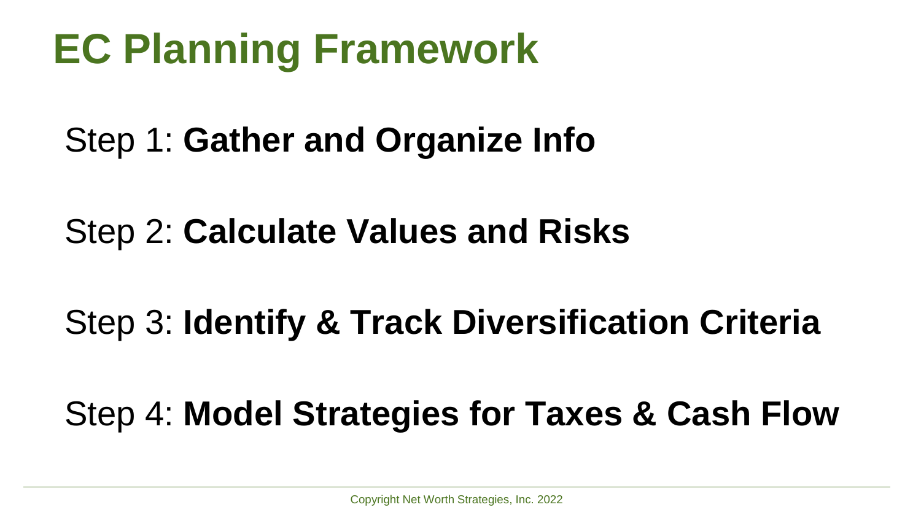# EC Planning Framework

Step 1: **Gather and Organize Info**

Step 2: **Calculate Values and Risks**

Step 3: **Identify & Track Diversification Criteria**

Step 4: **Model Strategies for Taxes & Cash Flow**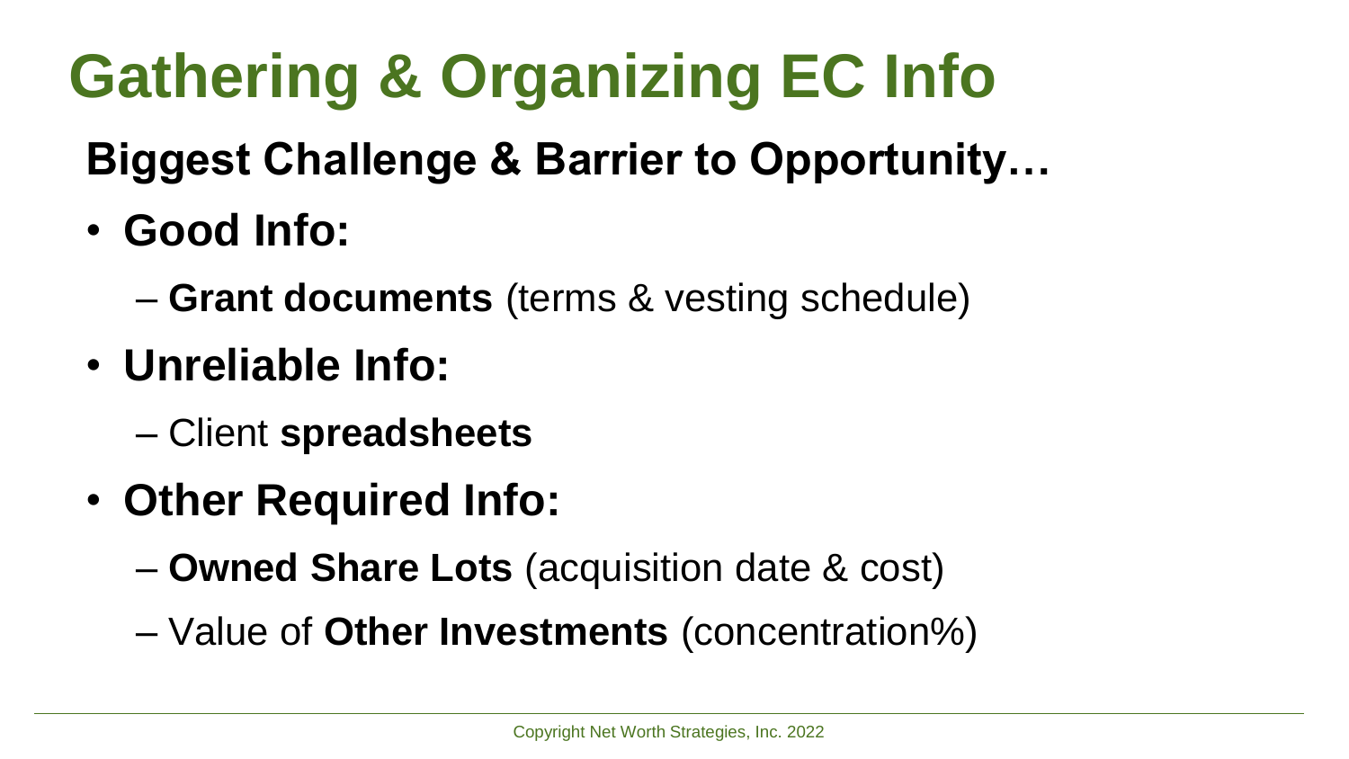# Gathering & Organizing EC Info

**Biggest Challenge & Barrier to Opportunity…**

- **Good Info:**
  - **Grant documents** (terms & vesting schedule)
- **Unreliable Info:**
  - Client **spreadsheets**
- **Other Required Info:**
  - **Owned Share Lots** (acquisition date & cost)
  - Value of **Other Investments** (concentration%)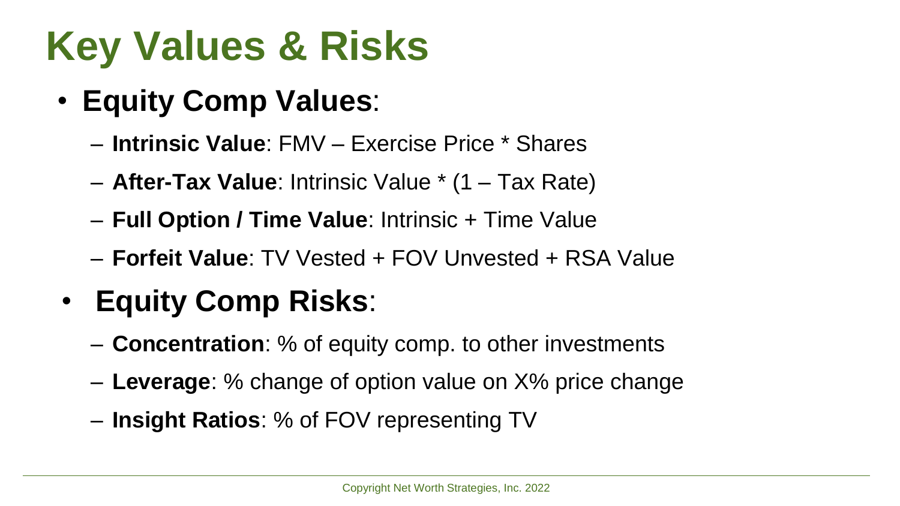# Key Values & Risks

- **Equity Comp Values**:
  - **Intrinsic Value**: FMV – Exercise Price * Shares
  - **After-Tax Value**: Intrinsic Value * (1 – Tax Rate)
  - **Full Option / Time Value**: Intrinsic + Time Value
  - **Forfeit Value**: TV Vested + FOV Unvested + RSA Value
- **Equity Comp Risks**:
  - **Concentration**: % of equity comp. to other investments
  - **Leverage**: % change of option value on X% price change
  - **Insight Ratios**: % of FOV representing TV

Copyright Net Worth Strategies, Inc. 2022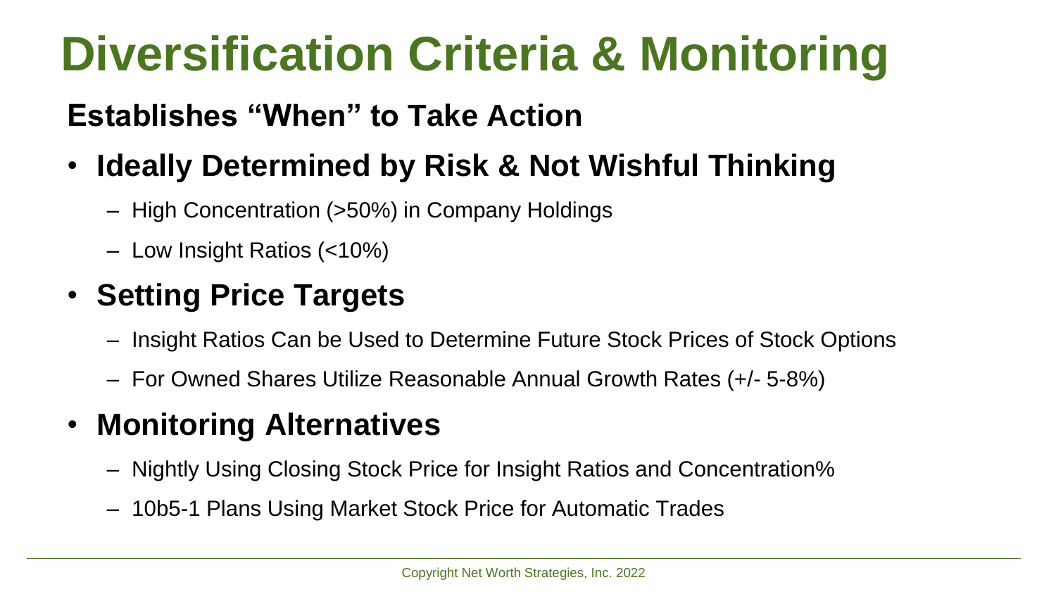# Diversification Criteria & Monitoring

## Establishes "When" to Take Action

- **Ideally Determined by Risk & Not Wishful Thinking**
  - High Concentration (>50%) in Company Holdings
  - Low Insight Ratios (<10%)
- **Setting Price Targets**
  - Insight Ratios Can be Used to Determine Future Stock Prices of Stock Options
  - For Owned Shares Utilize Reasonable Annual Growth Rates (+/- 5-8%)
- **Monitoring Alternatives**
  - Nightly Using Closing Stock Price for Insight Ratios and Concentration%
  - 10b5-1 Plans Using Market Stock Price for Automatic Trades

Copyright Net Worth Strategies, Inc. 2022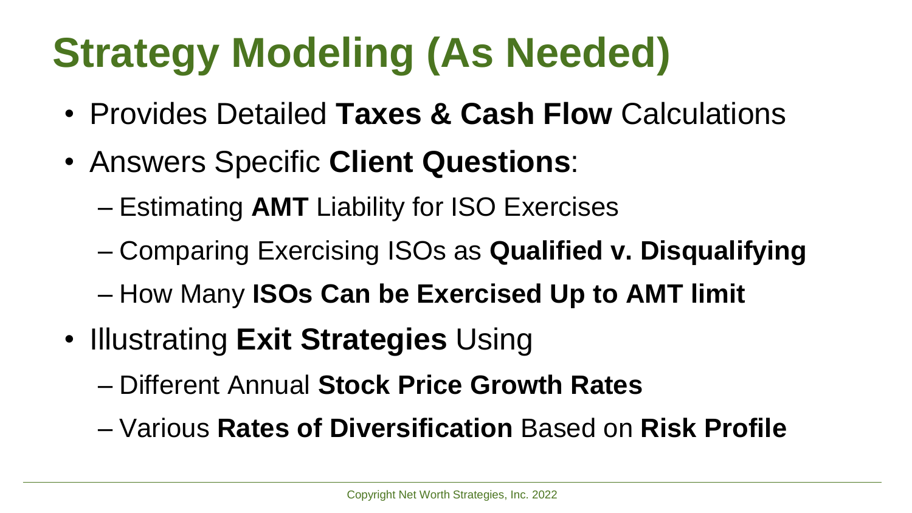# Strategy Modeling (As Needed)

- Provides Detailed **Taxes & Cash Flow** Calculations
- Answers Specific **Client Questions**:
  - Estimating **AMT** Liability for ISO Exercises
  - Comparing Exercising ISOs as **Qualified v. Disqualifying**
  - How Many **ISOs Can be Exercised Up to AMT limit**
- Illustrating **Exit Strategies** Using
  - Different Annual **Stock Price Growth Rates**
  - Various **Rates of Diversification** Based on **Risk Profile**

Copyright Net Worth Strategies, Inc. 2022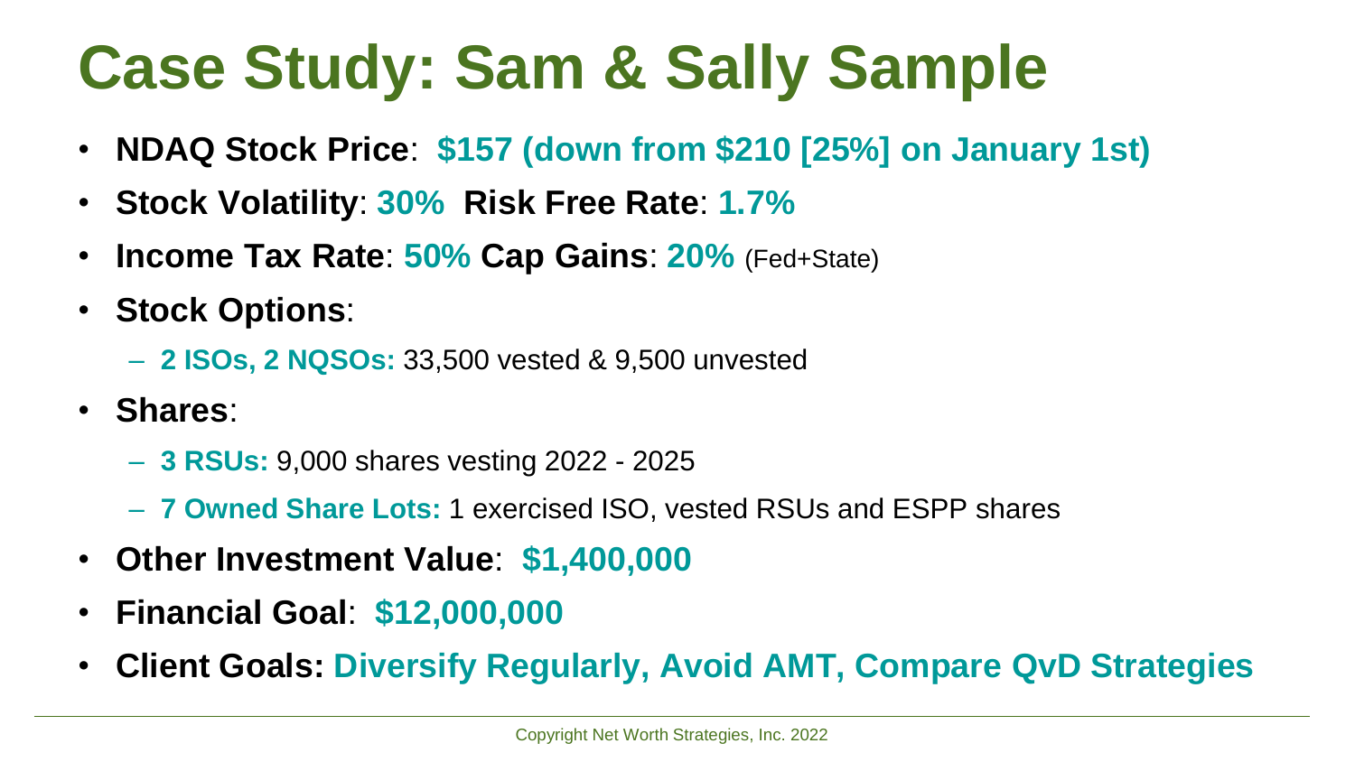# Case Study: Sam & Sally Sample

- **NDAQ Stock Price**: **$157 (down from $210 [25%] on January 1st)**
- **Stock Volatility**: **30%** **Risk Free Rate**: **1.7%**
- **Income Tax Rate**: **50%** **Cap Gains**: **20%** (Fed+State)
- **Stock Options**:
  - **2 ISOs, 2 NQSOs:** 33,500 vested & 9,500 unvested
- **Shares**:
  - **3 RSUs:** 9,000 shares vesting 2022 - 2025
  - **7 Owned Share Lots:** 1 exercised ISO, vested RSUs and ESPP shares
- **Other Investment Value**: **$1,400,000**
- **Financial Goal**: **$12,000,000**
- **Client Goals: Diversify Regularly, Avoid AMT, Compare QvD Strategies**

Copyright Net Worth Strategies, Inc. 2022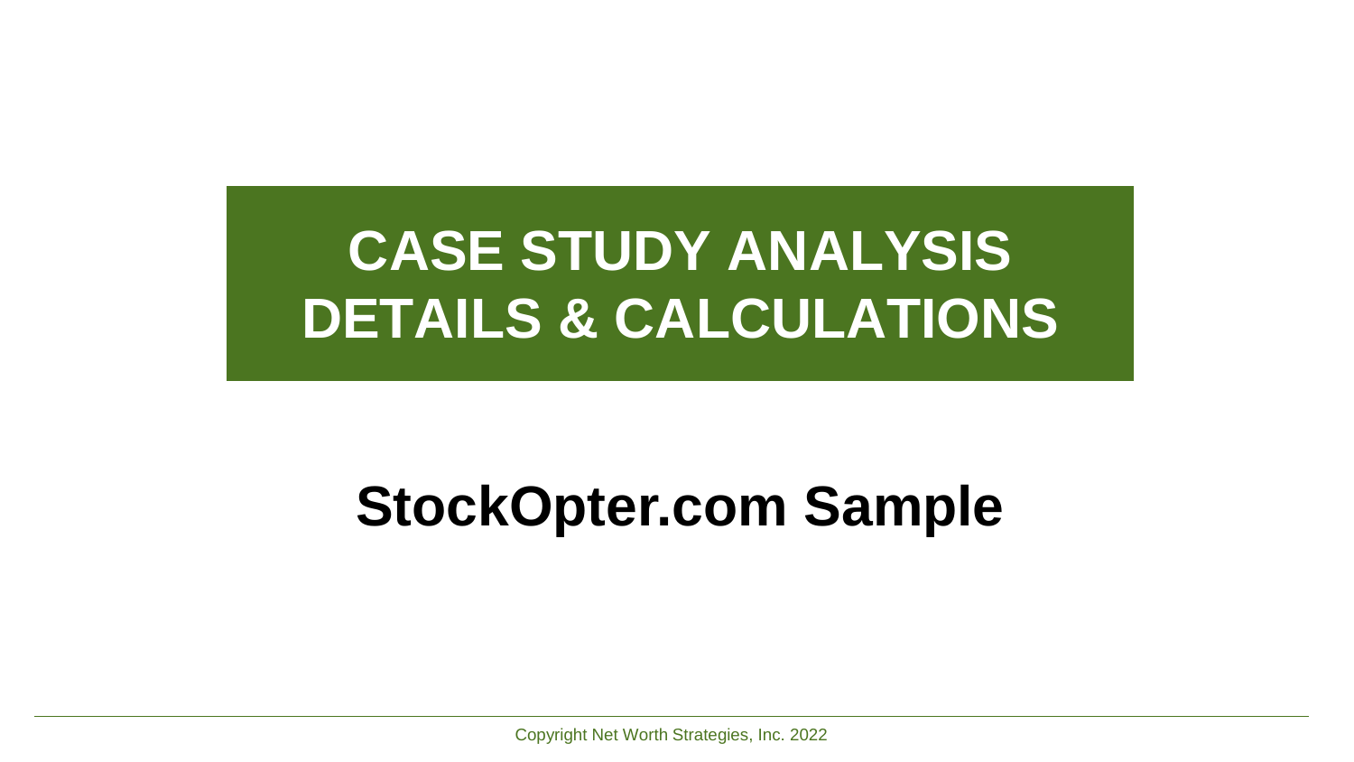# CASE STUDY ANALYSIS DETAILS & CALCULATIONS

## StockOpter.com Sample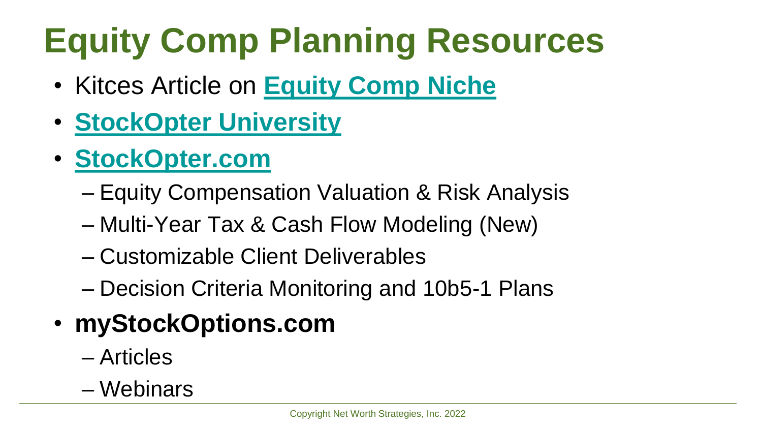# Equity Comp Planning Resources

- Kitces Article on **Equity Comp Niche**
- **StockOpter University**
- **StockOpter.com**
  - Equity Compensation Valuation & Risk Analysis
  - Multi-Year Tax & Cash Flow Modeling (New)
  - Customizable Client Deliverables
  - Decision Criteria Monitoring and 10b5-1 Plans
- **myStockOptions.com**
  - Articles
  - Webinars

Copyright Net Worth Strategies, Inc. 2022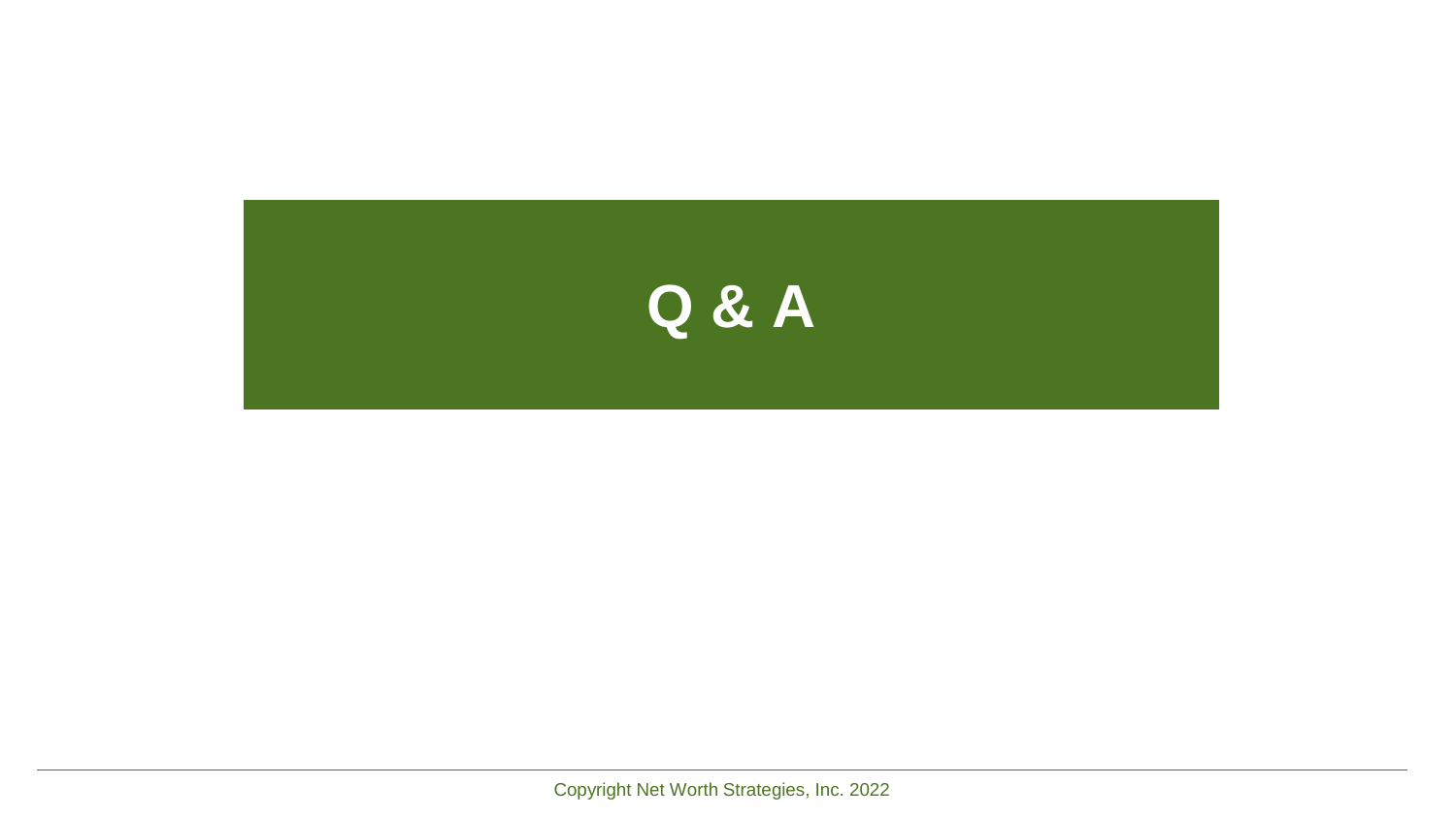# Q & A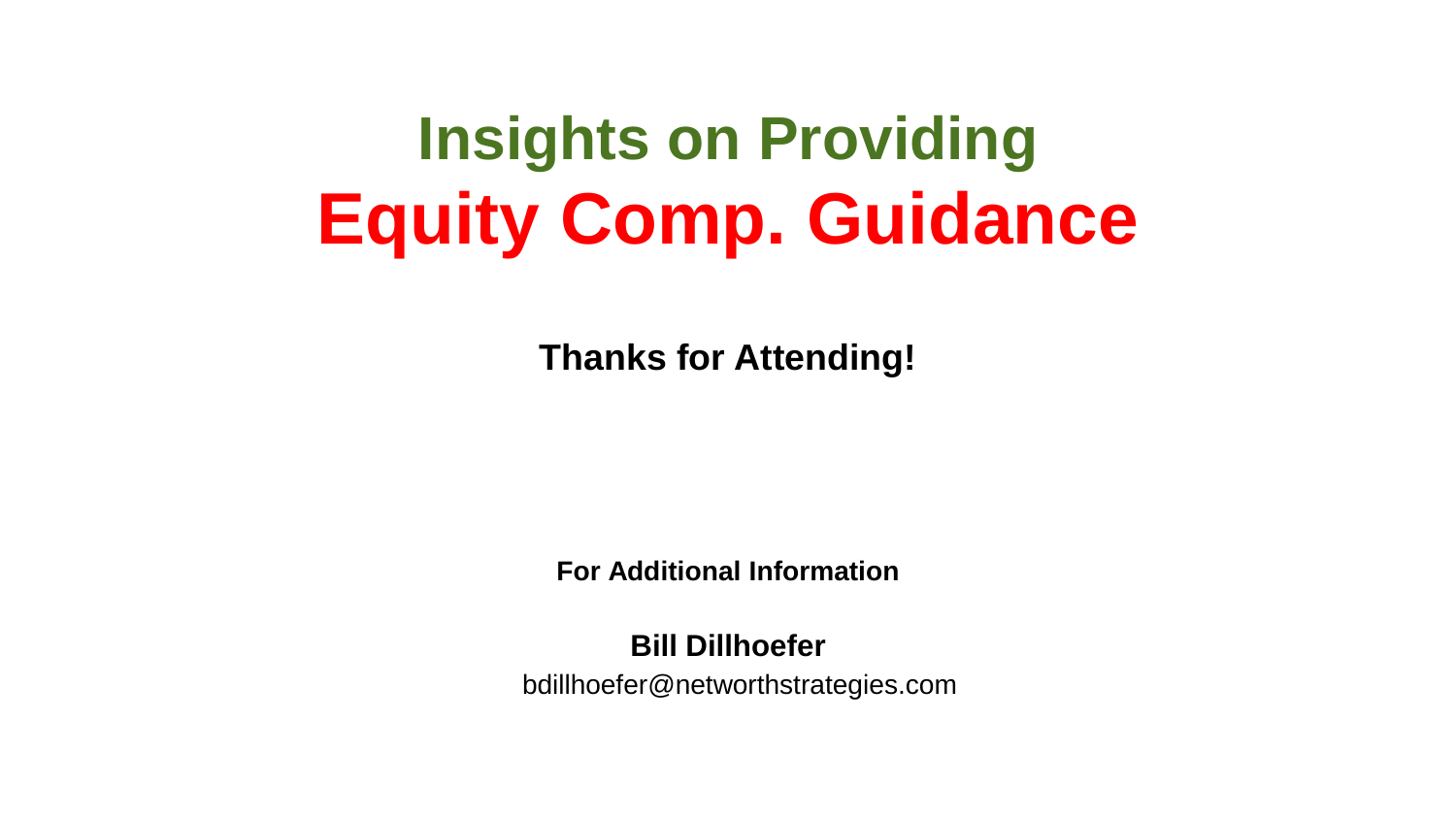# Insights on Providing
# Equity Comp. Guidance

**Thanks for Attending!**

**For Additional Information**

**Bill Dillhoefer**
bdillhoefer@networthstrategies.com